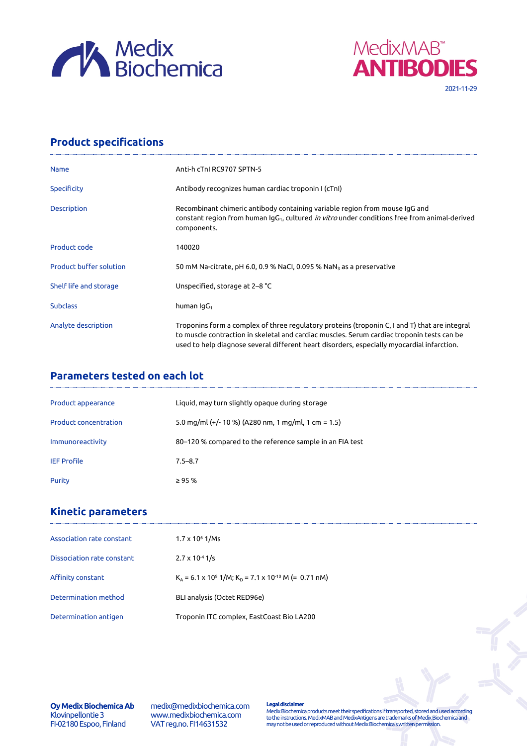Medix Biochemica

MedixMAB™ ANTIBODIES

2021-11-29

## Product specifications

| | |
|---|---|
| Name | Anti-h cTnI RC9707 SPTN-5 |
| Specificity | Antibody recognizes human cardiac troponin I (cTnI) |
| Description | Recombinant chimeric antibody containing variable region from mouse IgG and constant region from human $IgG_1$, cultured *in vitro* under conditions free from animal-derived components. |
| Product code | 140020 |
| Product buffer solution | 50 mM Na-citrate, pH 6.0, 0.9 % NaCl, 0.095 % $NaN_3$ as a preservative |
| Shelf life and storage | Unspecified, storage at 2–8 °C |
| Subclass | human $IgG_1$ |
| Analyte description | Troponins form a complex of three regulatory proteins (troponin C, I and T) that are integral to muscle contraction in skeletal and cardiac muscles. Serum cardiac troponin tests can be used to help diagnose several different heart disorders, especially myocardial infarction. |

## Parameters tested on each lot

| | |
|---|---|
| Product appearance | Liquid, may turn slightly opaque during storage |
| Product concentration | 5.0 mg/ml (+/- 10 %) (A280 nm, 1 mg/ml, 1 cm = 1.5) |
| Immunoreactivity | 80–120 % compared to the reference sample in an FIA test |
| IEF Profile | 7.5–8.7 |
| Purity | ≥ 95 % |

## Kinetic parameters

| | |
|---|---|
| Association rate constant | $1.7 \times 10^{5}$ 1/Ms |
| Dissociation rate constant | $2.7 \times 10^{-4}$ 1/s |
| Affinity constant | $K_A = 6.1 \times 10^{9}$ 1/M; $K_D = 7.1 \times 10^{-10}$ M (= 0.71 nM) |
| Determination method | BLI analysis (Octet RED96e) |
| Determination antigen | Troponin ITC complex, EastCoast Bio LA200 |

**Oy Medix Biochemica Ab**
Klovinpellontie 3
FI-02180 Espoo, Finland

medix@medixbiochemica.com
www.medixbiochemica.com
VAT reg.no. FI14631532

**Legal disclaimer**
Medix Biochemica products meet their specifications if transported, stored and used according to the instructions. MedixMAB and MedixAntigens are trademarks of Medix Biochemica and may not be used or reproduced without Medix Biochemica's written permission.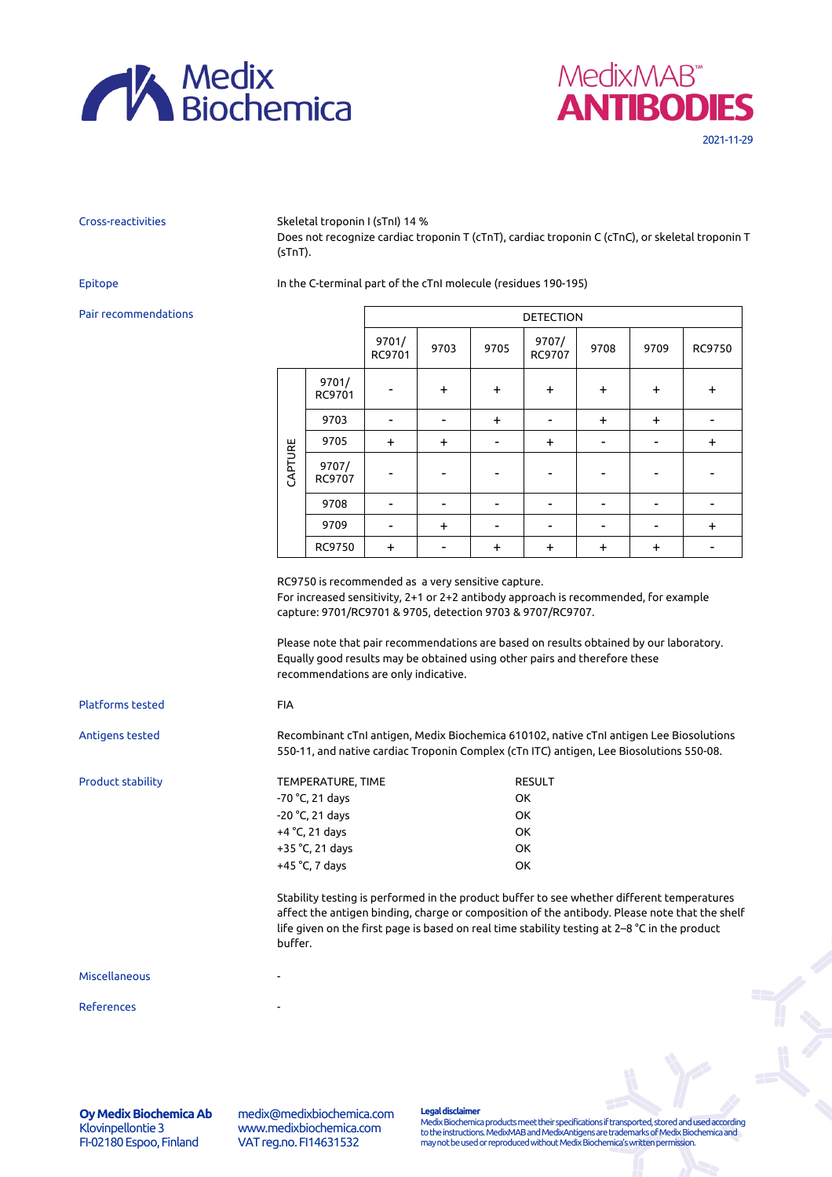**Cross-reactivities**

Skeletal troponin I (sTnI) 14 %
Does not recognize cardiac troponin T (cTnT), cardiac troponin C (cTnC), or skeletal troponin T (sTnT).

**Epitope**

In the C-terminal part of the cTnI molecule (residues 190-195)

**Pair recommendations**

| | | DETECTION | | | | | | |
|---|---|---|---|---|---|---|---|---|
| | | 9701/ RC9701 | 9703 | 9705 | 9707/ RC9707 | 9708 | 9709 | RC9750 |
| CAPTURE | 9701/ RC9701 | - | + | + | + | + | + | + |
| | 9703 | - | - | + | - | + | + | - |
| | 9705 | + | + | - | + | - | - | + |
| | 9707/ RC9707 | - | - | - | - | - | - | - |
| | 9708 | - | - | - | - | - | - | - |
| | 9709 | - | + | - | - | - | - | + |
| | RC9750 | + | - | + | + | + | + | - |

RC9750 is recommended as a very sensitive capture.
For increased sensitivity, 2+1 or 2+2 antibody approach is recommended, for example capture: 9701/RC9701 & 9705, detection 9703 & 9707/RC9707.

Please note that pair recommendations are based on results obtained by our laboratory. Equally good results may be obtained using other pairs and therefore these recommendations are only indicative.

**Platforms tested**

FIA

**Antigens tested**

Recombinant cTnI antigen, Medix Biochemica 610102, native cTnI antigen Lee Biosolutions 550-11, and native cardiac Troponin Complex (cTn ITC) antigen, Lee Biosolutions 550-08.

**Product stability**

| TEMPERATURE, TIME | RESULT |
|---|---|
| -70 °C, 21 days | OK |
| -20 °C, 21 days | OK |
| +4 °C, 21 days | OK |
| +35 °C, 21 days | OK |
| +45 °C, 7 days | OK |

Stability testing is performed in the product buffer to see whether different temperatures affect the antigen binding, charge or composition of the antibody. Please note that the shelf life given on the first page is based on real time stability testing at 2–8 °C in the product buffer.

**Miscellaneous**

-

**References**

-